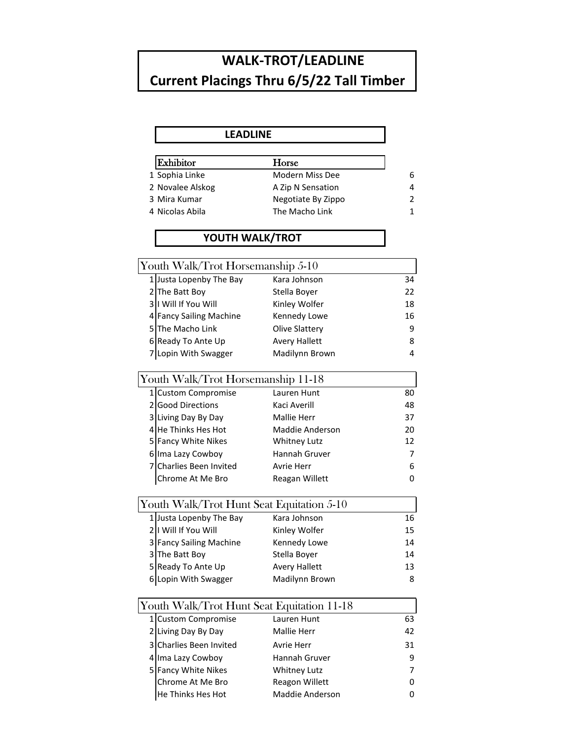# WALK-TROT/LEADLINE
# Current Placings Thru 6/5/22 Tall Timber

## LEADLINE

| | Exhibitor | Horse | |
|---|---|---|---|
| 1 | Sophia Linke | Modern Miss Dee | 6 |
| 2 | Novalee Alskog | A Zip N Sensation | 4 |
| 3 | Mira Kumar | Negotiate By Zippo | 2 |
| 4 | Nicolas Abila | The Macho Link | 1 |

## YOUTH WALK/TROT

### Youth Walk/Trot Horsemanship 5-10

| | | | |
|---|---|---|---|
| 1 | Justa Lopenby The Bay | Kara Johnson | 34 |
| 2 | The Batt Boy | Stella Boyer | 22 |
| 3 | I Will If You Will | Kinley Wolfer | 18 |
| 4 | Fancy Sailing Machine | Kennedy Lowe | 16 |
| 5 | The Macho Link | Olive Slattery | 9 |
| 6 | Ready To Ante Up | Avery Hallett | 8 |
| 7 | Lopin With Swagger | Madilynn Brown | 4 |

### Youth Walk/Trot Horsemanship 11-18

| | | | |
|---|---|---|---|
| 1 | Custom Compromise | Lauren Hunt | 80 |
| 2 | Good Directions | Kaci Averill | 48 |
| 3 | Living Day By Day | Mallie Herr | 37 |
| 4 | He Thinks Hes Hot | Maddie Anderson | 20 |
| 5 | Fancy White Nikes | Whitney Lutz | 12 |
| 6 | Ima Lazy Cowboy | Hannah Gruver | 7 |
| 7 | Charlies Been Invited | Avrie Herr | 6 |
| | Chrome At Me Bro | Reagan Willett | 0 |

### Youth Walk/Trot Hunt Seat Equitation 5-10

| | | | |
|---|---|---|---|
| 1 | Justa Lopenby The Bay | Kara Johnson | 16 |
| 2 | I Will If You Will | Kinley Wolfer | 15 |
| 3 | Fancy Sailing Machine | Kennedy Lowe | 14 |
| 3 | The Batt Boy | Stella Boyer | 14 |
| 5 | Ready To Ante Up | Avery Hallett | 13 |
| 6 | Lopin With Swagger | Madilynn Brown | 8 |

### Youth Walk/Trot Hunt Seat Equitation 11-18

| | | | |
|---|---|---|---|
| 1 | Custom Compromise | Lauren Hunt | 63 |
| 2 | Living Day By Day | Mallie Herr | 42 |
| 3 | Charlies Been Invited | Avrie Herr | 31 |
| 4 | Ima Lazy Cowboy | Hannah Gruver | 9 |
| 5 | Fancy White Nikes | Whitney Lutz | 7 |
| | Chrome At Me Bro | Reagon Willett | 0 |
| | He Thinks Hes Hot | Maddie Anderson | 0 |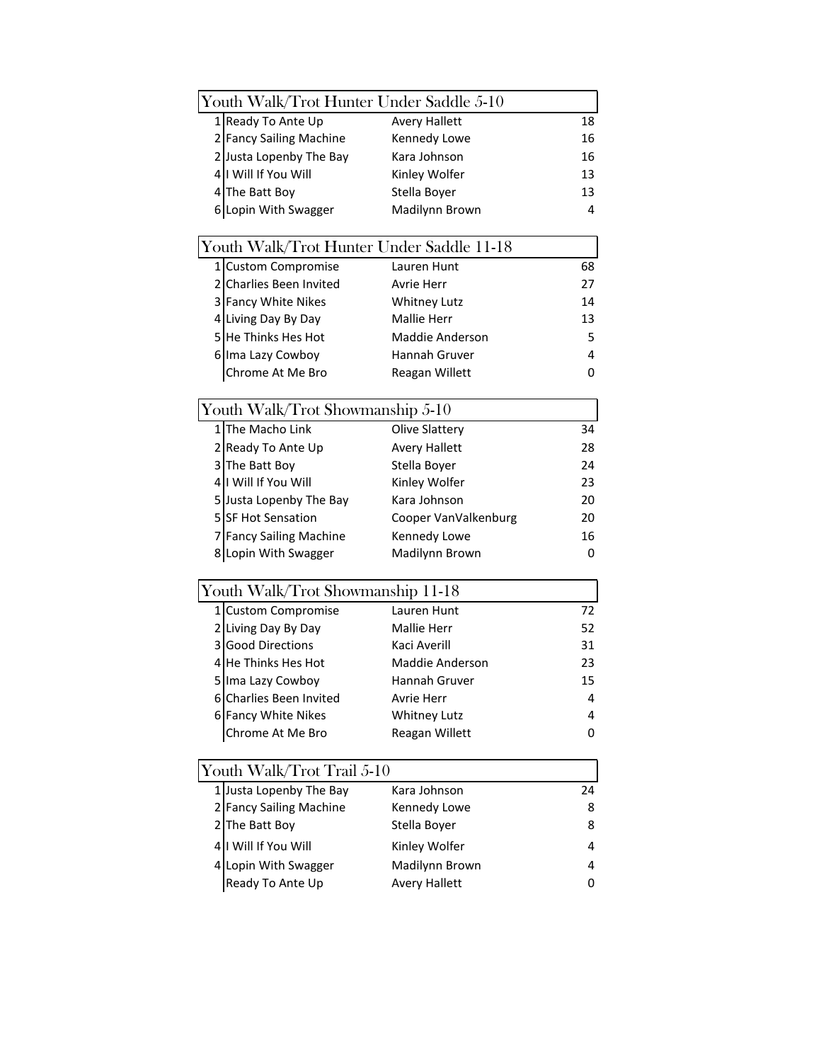| Youth Walk/Trot Hunter Under Saddle 5-10 | | | |
|---|---|---|---|
| 1 | Ready To Ante Up | Avery Hallett | 18 |
| 2 | Fancy Sailing Machine | Kennedy Lowe | 16 |
| 2 | Justa Lopenby The Bay | Kara Johnson | 16 |
| 4 | I Will If You Will | Kinley Wolfer | 13 |
| 4 | The Batt Boy | Stella Boyer | 13 |
| 6 | Lopin With Swagger | Madilynn Brown | 4 |

| Youth Walk/Trot Hunter Under Saddle 11-18 | | | |
|---|---|---|---|
| 1 | Custom Compromise | Lauren Hunt | 68 |
| 2 | Charlies Been Invited | Avrie Herr | 27 |
| 3 | Fancy White Nikes | Whitney Lutz | 14 |
| 4 | Living Day By Day | Mallie Herr | 13 |
| 5 | He Thinks Hes Hot | Maddie Anderson | 5 |
| 6 | Ima Lazy Cowboy | Hannah Gruver | 4 |
| | Chrome At Me Bro | Reagan Willett | 0 |

| Youth Walk/Trot Showmanship 5-10 | | | |
|---|---|---|---|
| 1 | The Macho Link | Olive Slattery | 34 |
| 2 | Ready To Ante Up | Avery Hallett | 28 |
| 3 | The Batt Boy | Stella Boyer | 24 |
| 4 | I Will If You Will | Kinley Wolfer | 23 |
| 5 | Justa Lopenby The Bay | Kara Johnson | 20 |
| 5 | SF Hot Sensation | Cooper VanValkenburg | 20 |
| 7 | Fancy Sailing Machine | Kennedy Lowe | 16 |
| 8 | Lopin With Swagger | Madilynn Brown | 0 |

| Youth Walk/Trot Showmanship 11-18 | | | |
|---|---|---|---|
| 1 | Custom Compromise | Lauren Hunt | 72 |
| 2 | Living Day By Day | Mallie Herr | 52 |
| 3 | Good Directions | Kaci Averill | 31 |
| 4 | He Thinks Hes Hot | Maddie Anderson | 23 |
| 5 | Ima Lazy Cowboy | Hannah Gruver | 15 |
| 6 | Charlies Been Invited | Avrie Herr | 4 |
| 6 | Fancy White Nikes | Whitney Lutz | 4 |
| | Chrome At Me Bro | Reagan Willett | 0 |

| Youth Walk/Trot Trail 5-10 | | | |
|---|---|---|---|
| 1 | Justa Lopenby The Bay | Kara Johnson | 24 |
| 2 | Fancy Sailing Machine | Kennedy Lowe | 8 |
| 2 | The Batt Boy | Stella Boyer | 8 |
| 4 | I Will If You Will | Kinley Wolfer | 4 |
| 4 | Lopin With Swagger | Madilynn Brown | 4 |
| | Ready To Ante Up | Avery Hallett | 0 |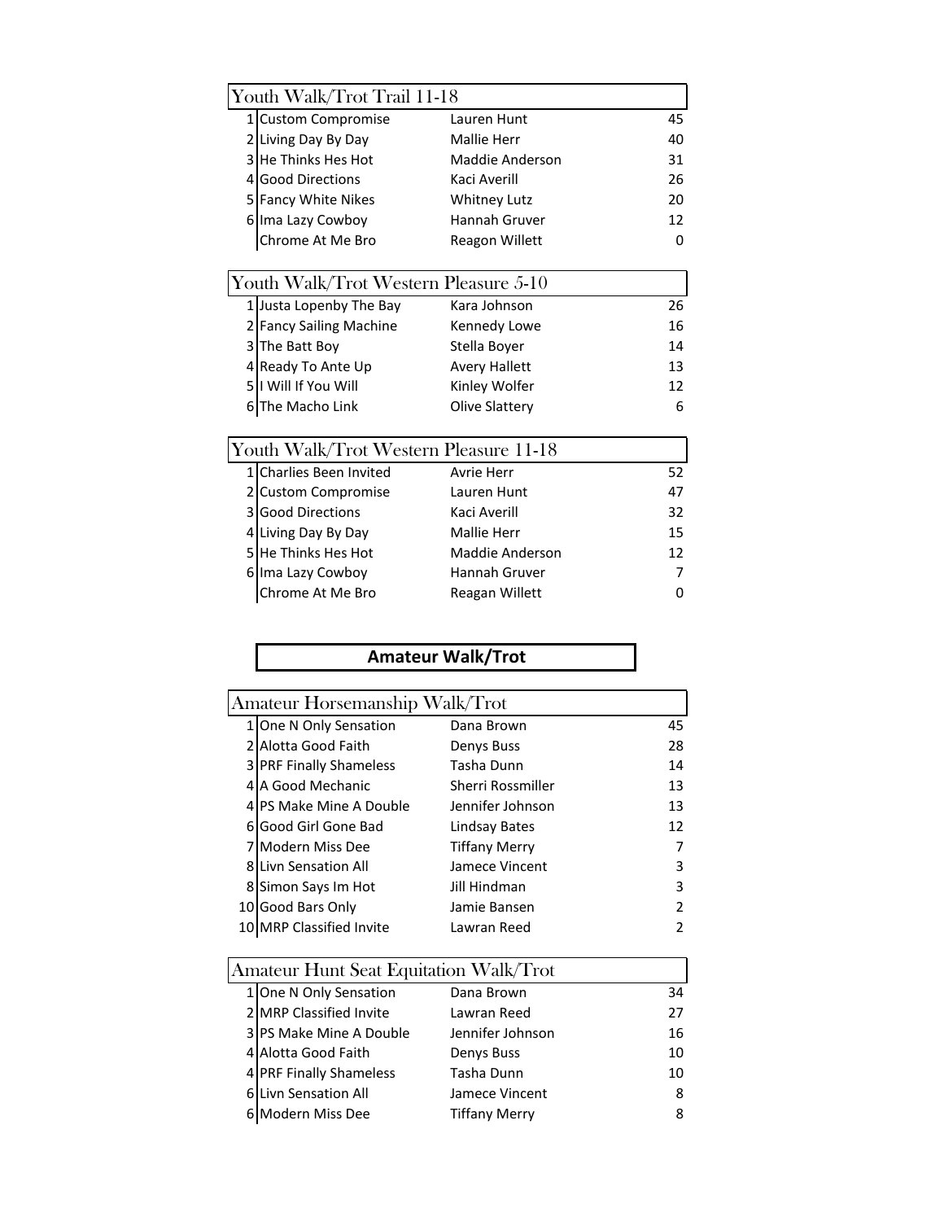## Youth Walk/Trot Trail 11-18

| Place | Horse | Rider | Points |
|---|---|---|---|
| 1 | Custom Compromise | Lauren Hunt | 45 |
| 2 | Living Day By Day | Mallie Herr | 40 |
| 3 | He Thinks Hes Hot | Maddie Anderson | 31 |
| 4 | Good Directions | Kaci Averill | 26 |
| 5 | Fancy White Nikes | Whitney Lutz | 20 |
| 6 | Ima Lazy Cowboy | Hannah Gruver | 12 |
| | Chrome At Me Bro | Reagon Willett | 0 |

## Youth Walk/Trot Western Pleasure 5-10

| Place | Horse | Rider | Points |
|---|---|---|---|
| 1 | Justa Lopenby The Bay | Kara Johnson | 26 |
| 2 | Fancy Sailing Machine | Kennedy Lowe | 16 |
| 3 | The Batt Boy | Stella Boyer | 14 |
| 4 | Ready To Ante Up | Avery Hallett | 13 |
| 5 | I Will If You Will | Kinley Wolfer | 12 |
| 6 | The Macho Link | Olive Slattery | 6 |

## Youth Walk/Trot Western Pleasure 11-18

| Place | Horse | Rider | Points |
|---|---|---|---|
| 1 | Charlies Been Invited | Avrie Herr | 52 |
| 2 | Custom Compromise | Lauren Hunt | 47 |
| 3 | Good Directions | Kaci Averill | 32 |
| 4 | Living Day By Day | Mallie Herr | 15 |
| 5 | He Thinks Hes Hot | Maddie Anderson | 12 |
| 6 | Ima Lazy Cowboy | Hannah Gruver | 7 |
| | Chrome At Me Bro | Reagan Willett | 0 |

# Amateur Walk/Trot

## Amateur Horsemanship Walk/Trot

| Place | Horse | Rider | Points |
|---|---|---|---|
| 1 | One N Only Sensation | Dana Brown | 45 |
| 2 | Alotta Good Faith | Denys Buss | 28 |
| 3 | PRF Finally Shameless | Tasha Dunn | 14 |
| 4 | A Good Mechanic | Sherri Rossmiller | 13 |
| 4 | PS Make Mine A Double | Jennifer Johnson | 13 |
| 6 | Good Girl Gone Bad | Lindsay Bates | 12 |
| 7 | Modern Miss Dee | Tiffany Merry | 7 |
| 8 | Livn Sensation All | Jamece Vincent | 3 |
| 8 | Simon Says Im Hot | Jill Hindman | 3 |
| 10 | Good Bars Only | Jamie Bansen | 2 |
| 10 | MRP Classified Invite | Lawran Reed | 2 |

## Amateur Hunt Seat Equitation Walk/Trot

| Place | Horse | Rider | Points |
|---|---|---|---|
| 1 | One N Only Sensation | Dana Brown | 34 |
| 2 | MRP Classified Invite | Lawran Reed | 27 |
| 3 | PS Make Mine A Double | Jennifer Johnson | 16 |
| 4 | Alotta Good Faith | Denys Buss | 10 |
| 4 | PRF Finally Shameless | Tasha Dunn | 10 |
| 6 | Livn Sensation All | Jamece Vincent | 8 |
| 6 | Modern Miss Dee | Tiffany Merry | 8 |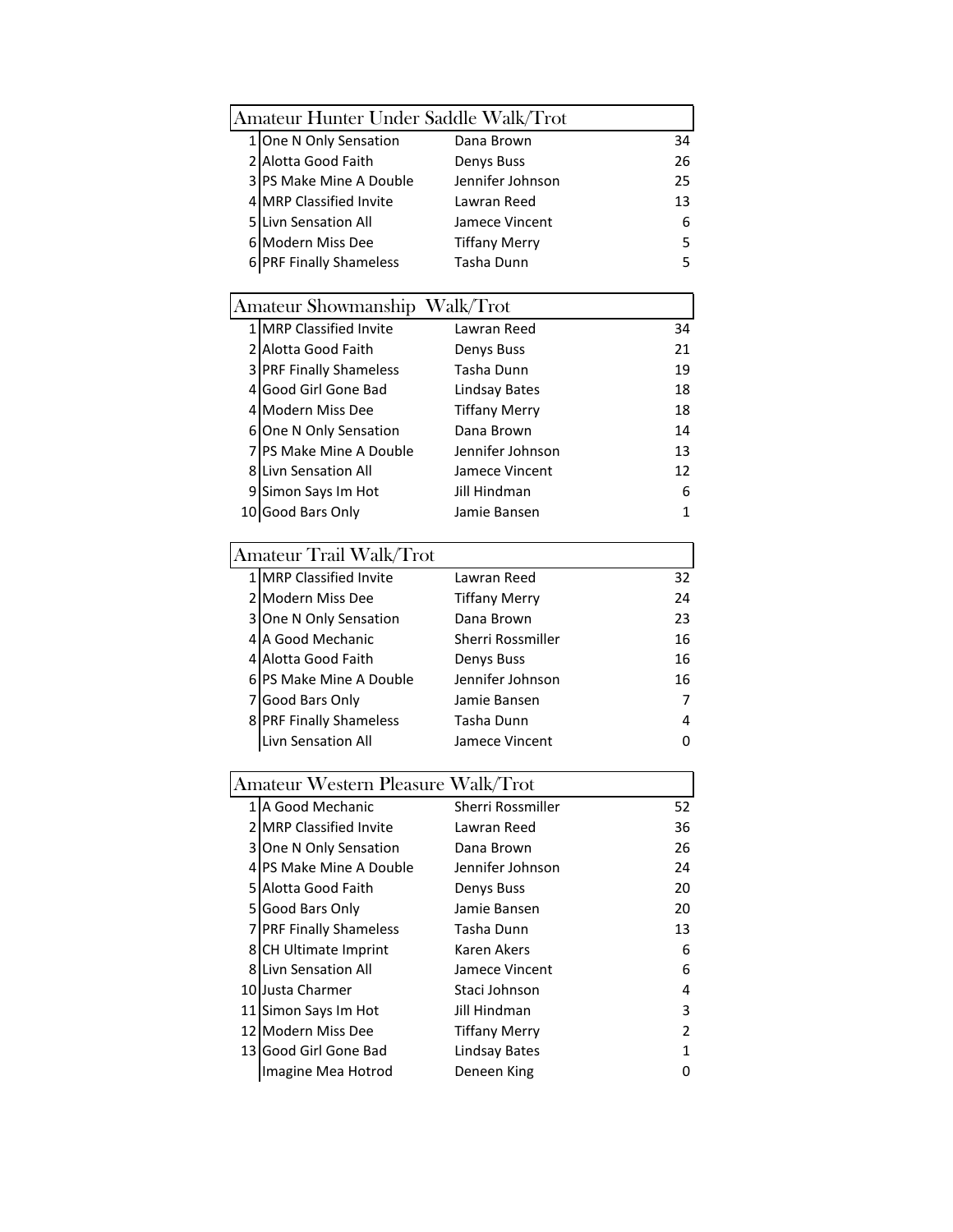## Amateur Hunter Under Saddle Walk/Trot

| | | | |
|---|---|---|---|
| 1 | One N Only Sensation | Dana Brown | 34 |
| 2 | Alotta Good Faith | Denys Buss | 26 |
| 3 | PS Make Mine A Double | Jennifer Johnson | 25 |
| 4 | MRP Classified Invite | Lawran Reed | 13 |
| 5 | Livn Sensation All | Jamece Vincent | 6 |
| 6 | Modern Miss Dee | Tiffany Merry | 5 |
| 6 | PRF Finally Shameless | Tasha Dunn | 5 |

## Amateur Showmanship Walk/Trot

| | | | |
|---|---|---|---|
| 1 | MRP Classified Invite | Lawran Reed | 34 |
| 2 | Alotta Good Faith | Denys Buss | 21 |
| 3 | PRF Finally Shameless | Tasha Dunn | 19 |
| 4 | Good Girl Gone Bad | Lindsay Bates | 18 |
| 4 | Modern Miss Dee | Tiffany Merry | 18 |
| 6 | One N Only Sensation | Dana Brown | 14 |
| 7 | PS Make Mine A Double | Jennifer Johnson | 13 |
| 8 | Livn Sensation All | Jamece Vincent | 12 |
| 9 | Simon Says Im Hot | Jill Hindman | 6 |
| 10 | Good Bars Only | Jamie Bansen | 1 |

## Amateur Trail Walk/Trot

| | | | |
|---|---|---|---|
| 1 | MRP Classified Invite | Lawran Reed | 32 |
| 2 | Modern Miss Dee | Tiffany Merry | 24 |
| 3 | One N Only Sensation | Dana Brown | 23 |
| 4 | A Good Mechanic | Sherri Rossmiller | 16 |
| 4 | Alotta Good Faith | Denys Buss | 16 |
| 6 | PS Make Mine A Double | Jennifer Johnson | 16 |
| 7 | Good Bars Only | Jamie Bansen | 7 |
| 8 | PRF Finally Shameless | Tasha Dunn | 4 |
| | Livn Sensation All | Jamece Vincent | 0 |

## Amateur Western Pleasure Walk/Trot

| | | | |
|---|---|---|---|
| 1 | A Good Mechanic | Sherri Rossmiller | 52 |
| 2 | MRP Classified Invite | Lawran Reed | 36 |
| 3 | One N Only Sensation | Dana Brown | 26 |
| 4 | PS Make Mine A Double | Jennifer Johnson | 24 |
| 5 | Alotta Good Faith | Denys Buss | 20 |
| 5 | Good Bars Only | Jamie Bansen | 20 |
| 7 | PRF Finally Shameless | Tasha Dunn | 13 |
| 8 | CH Ultimate Imprint | Karen Akers | 6 |
| 8 | Livn Sensation All | Jamece Vincent | 6 |
| 10 | Justa Charmer | Staci Johnson | 4 |
| 11 | Simon Says Im Hot | Jill Hindman | 3 |
| 12 | Modern Miss Dee | Tiffany Merry | 2 |
| 13 | Good Girl Gone Bad | Lindsay Bates | 1 |
| | Imagine Mea Hotrod | Deneen King | 0 |